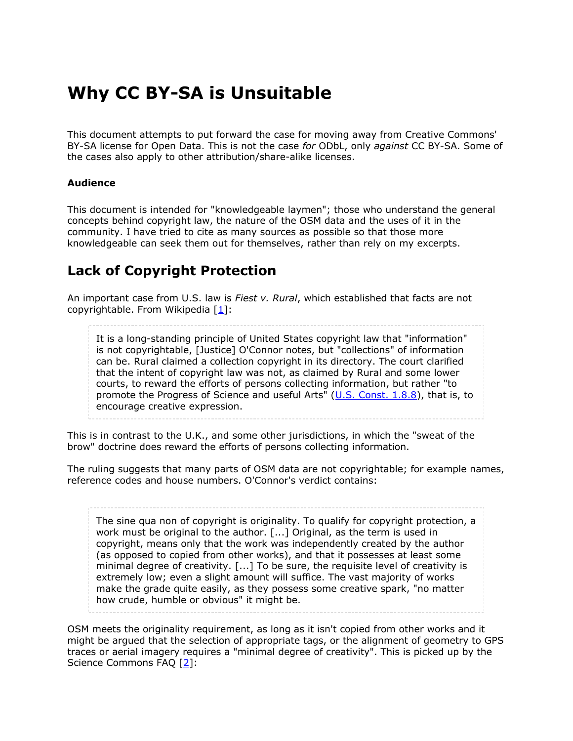# Why CC BY-SA is Unsuitable

This document attempts to put forward the case for moving away from Creative Commons' BY-SA license for Open Data. This is not the case *for* ODbL, only *against* CC BY-SA. Some of the cases also apply to other attribution/share-alike licenses.

### Audience

This document is intended for "knowledgeable laymen"; those who understand the general concepts behind copyright law, the nature of the OSM data and the uses of it in the community. I have tried to cite as many sources as possible so that those more knowledgeable can seek them out for themselves, rather than rely on my excerpts.

## Lack of Copyright Protection

An important case from U.S. law is *Fiest v. Rural*, which established that facts are not copyrightable. From Wikipedia [1]:

> It is a long-standing principle of United States copyright law that "information" is not copyrightable, [Justice] O'Connor notes, but "collections" of information can be. Rural claimed a collection copyright in its directory. The court clarified that the intent of copyright law was not, as claimed by Rural and some lower courts, to reward the efforts of persons collecting information, but rather "to promote the Progress of Science and useful Arts" (U.S. Const. 1.8.8), that is, to encourage creative expression.

This is in contrast to the U.K., and some other jurisdictions, in which the "sweat of the brow" doctrine does reward the efforts of persons collecting information.

The ruling suggests that many parts of OSM data are not copyrightable; for example names, reference codes and house numbers. O'Connor's verdict contains:

> The sine qua non of copyright is originality. To qualify for copyright protection, a work must be original to the author. [...] Original, as the term is used in copyright, means only that the work was independently created by the author (as opposed to copied from other works), and that it possesses at least some minimal degree of creativity. [...] To be sure, the requisite level of creativity is extremely low; even a slight amount will suffice. The vast majority of works make the grade quite easily, as they possess some creative spark, "no matter how crude, humble or obvious" it might be.

OSM meets the originality requirement, as long as it isn't copied from other works and it might be argued that the selection of appropriate tags, or the alignment of geometry to GPS traces or aerial imagery requires a "minimal degree of creativity". This is picked up by the Science Commons FAQ [2]: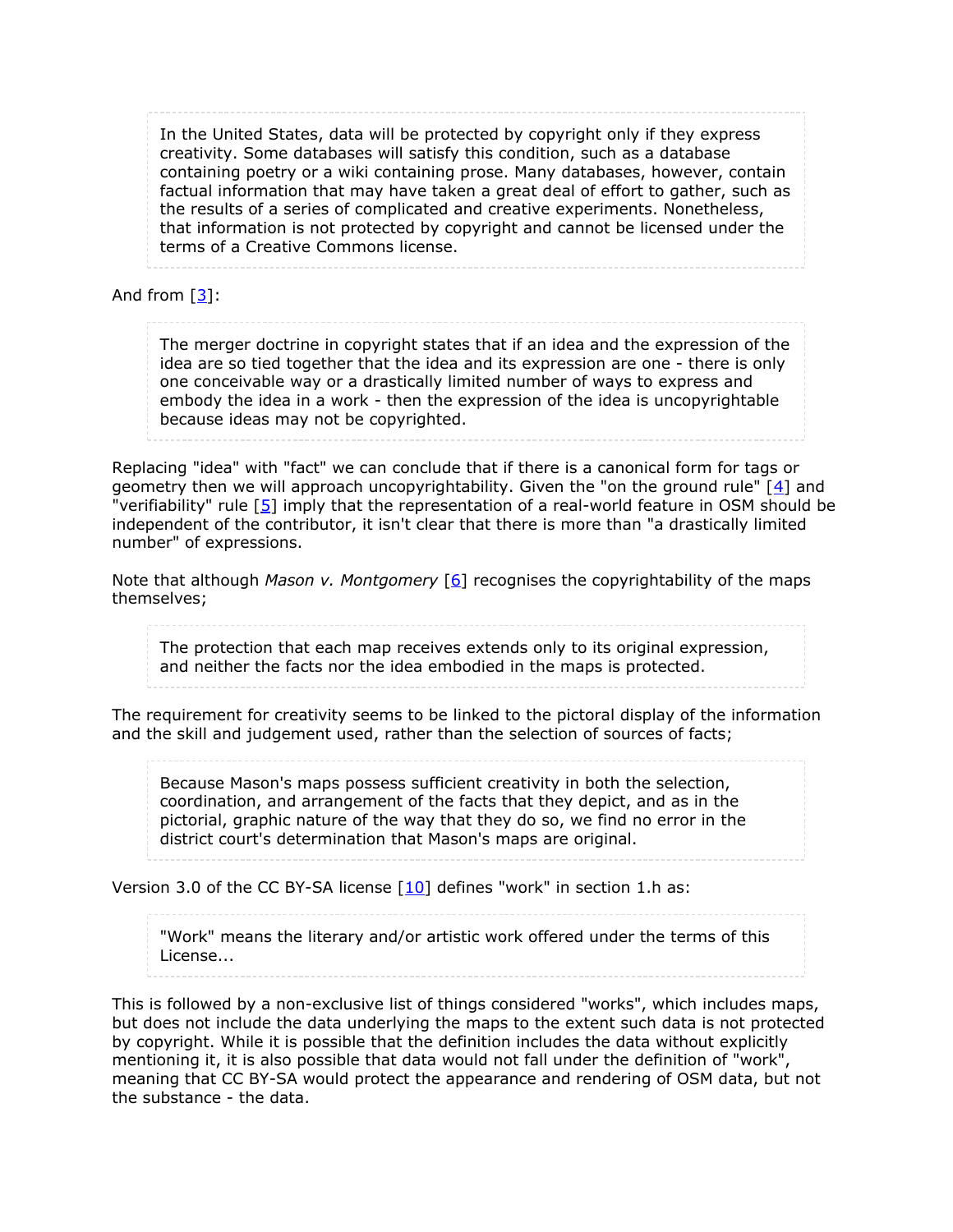> In the United States, data will be protected by copyright only if they express creativity. Some databases will satisfy this condition, such as a database containing poetry or a wiki containing prose. Many databases, however, contain factual information that may have taken a great deal of effort to gather, such as the results of a series of complicated and creative experiments. Nonetheless, that information is not protected by copyright and cannot be licensed under the terms of a Creative Commons license.

And from [3]:

> The merger doctrine in copyright states that if an idea and the expression of the idea are so tied together that the idea and its expression are one - there is only one conceivable way or a drastically limited number of ways to express and embody the idea in a work - then the expression of the idea is uncopyrightable because ideas may not be copyrighted.

Replacing "idea" with "fact" we can conclude that if there is a canonical form for tags or geometry then we will approach uncopyrightability. Given the "on the ground rule" [4] and "verifiability" rule [5] imply that the representation of a real-world feature in OSM should be independent of the contributor, it isn't clear that there is more than "a drastically limited number" of expressions.

Note that although *Mason v. Montgomery* [6] recognises the copyrightability of the maps themselves;

> The protection that each map receives extends only to its original expression, and neither the facts nor the idea embodied in the maps is protected.

The requirement for creativity seems to be linked to the pictoral display of the information and the skill and judgement used, rather than the selection of sources of facts;

> Because Mason's maps possess sufficient creativity in both the selection, coordination, and arrangement of the facts that they depict, and as in the pictorial, graphic nature of the way that they do so, we find no error in the district court's determination that Mason's maps are original.

Version 3.0 of the CC BY-SA license [10] defines "work" in section 1.h as:

> "Work" means the literary and/or artistic work offered under the terms of this License...

This is followed by a non-exclusive list of things considered "works", which includes maps, but does not include the data underlying the maps to the extent such data is not protected by copyright. While it is possible that the definition includes the data without explicitly mentioning it, it is also possible that data would not fall under the definition of "work", meaning that CC BY-SA would protect the appearance and rendering of OSM data, but not the substance - the data.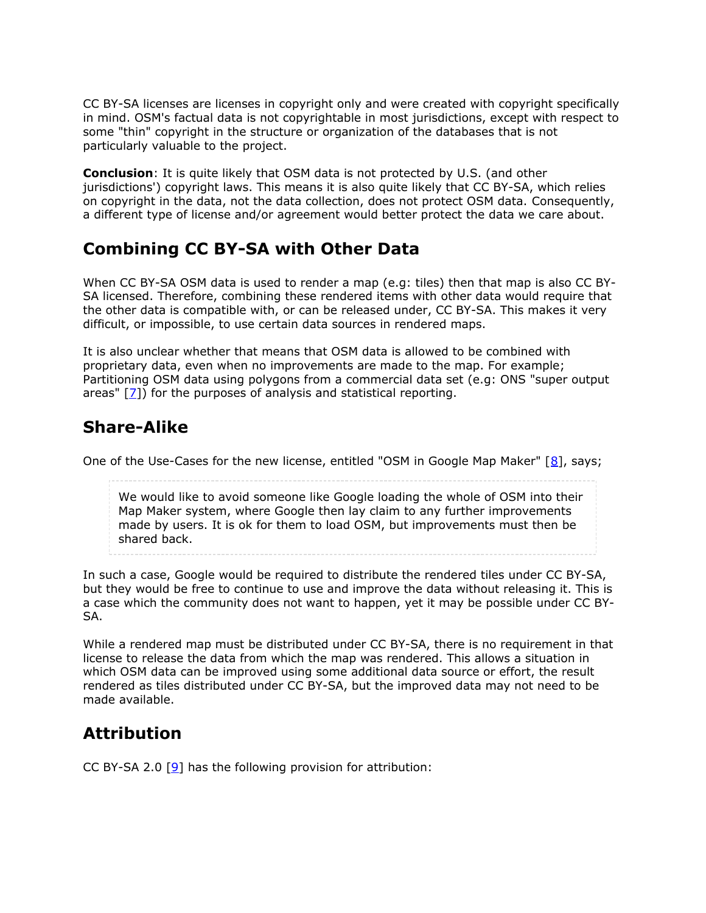CC BY-SA licenses are licenses in copyright only and were created with copyright specifically in mind. OSM's factual data is not copyrightable in most jurisdictions, except with respect to some "thin" copyright in the structure or organization of the databases that is not particularly valuable to the project.

**Conclusion**: It is quite likely that OSM data is not protected by U.S. (and other jurisdictions') copyright laws. This means it is also quite likely that CC BY-SA, which relies on copyright in the data, not the data collection, does not protect OSM data. Consequently, a different type of license and/or agreement would better protect the data we care about.

## Combining CC BY-SA with Other Data

When CC BY-SA OSM data is used to render a map (e.g: tiles) then that map is also CC BY-SA licensed. Therefore, combining these rendered items with other data would require that the other data is compatible with, or can be released under, CC BY-SA. This makes it very difficult, or impossible, to use certain data sources in rendered maps.

It is also unclear whether that means that OSM data is allowed to be combined with proprietary data, even when no improvements are made to the map. For example; Partitioning OSM data using polygons from a commercial data set (e.g: ONS "super output areas" [7]) for the purposes of analysis and statistical reporting.

## Share-Alike

One of the Use-Cases for the new license, entitled "OSM in Google Map Maker" [8], says;

> We would like to avoid someone like Google loading the whole of OSM into their Map Maker system, where Google then lay claim to any further improvements made by users. It is ok for them to load OSM, but improvements must then be shared back.

In such a case, Google would be required to distribute the rendered tiles under CC BY-SA, but they would be free to continue to use and improve the data without releasing it. This is a case which the community does not want to happen, yet it may be possible under CC BY-SA.

While a rendered map must be distributed under CC BY-SA, there is no requirement in that license to release the data from which the map was rendered. This allows a situation in which OSM data can be improved using some additional data source or effort, the result rendered as tiles distributed under CC BY-SA, but the improved data may not need to be made available.

## Attribution

CC BY-SA 2.0 [9] has the following provision for attribution: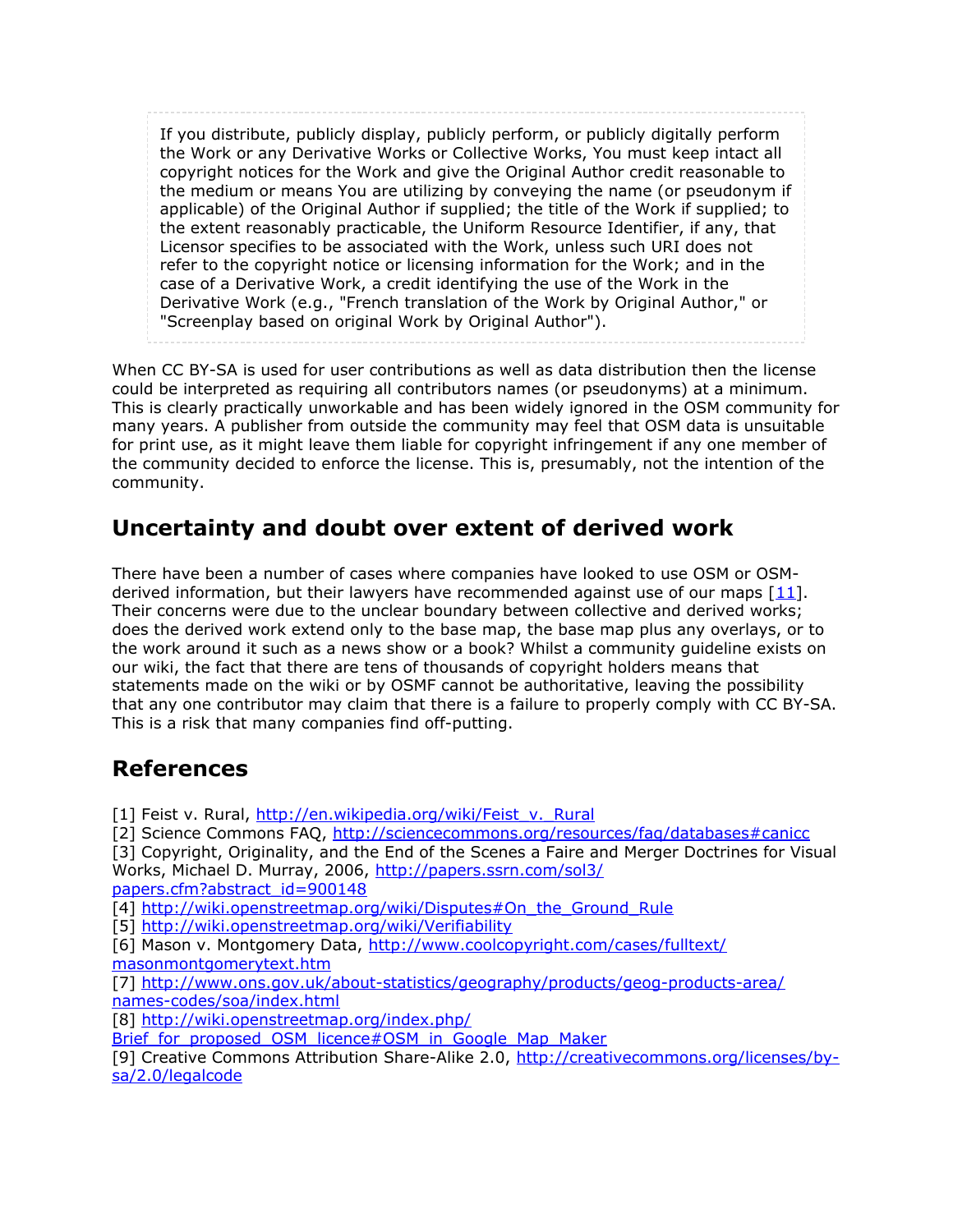> If you distribute, publicly display, publicly perform, or publicly digitally perform the Work or any Derivative Works or Collective Works, You must keep intact all copyright notices for the Work and give the Original Author credit reasonable to the medium or means You are utilizing by conveying the name (or pseudonym if applicable) of the Original Author if supplied; the title of the Work if supplied; to the extent reasonably practicable, the Uniform Resource Identifier, if any, that Licensor specifies to be associated with the Work, unless such URI does not refer to the copyright notice or licensing information for the Work; and in the case of a Derivative Work, a credit identifying the use of the Work in the Derivative Work (e.g., "French translation of the Work by Original Author," or "Screenplay based on original Work by Original Author").

When CC BY-SA is used for user contributions as well as data distribution then the license could be interpreted as requiring all contributors names (or pseudonyms) at a minimum. This is clearly practically unworkable and has been widely ignored in the OSM community for many years. A publisher from outside the community may feel that OSM data is unsuitable for print use, as it might leave them liable for copyright infringement if any one member of the community decided to enforce the license. This is, presumably, not the intention of the community.

## Uncertainty and doubt over extent of derived work

There have been a number of cases where companies have looked to use OSM or OSM-derived information, but their lawyers have recommended against use of our maps [11]. Their concerns were due to the unclear boundary between collective and derived works; does the derived work extend only to the base map, the base map plus any overlays, or to the work around it such as a news show or a book? Whilst a community guideline exists on our wiki, the fact that there are tens of thousands of copyright holders means that statements made on the wiki or by OSMF cannot be authoritative, leaving the possibility that any one contributor may claim that there is a failure to properly comply with CC BY-SA. This is a risk that many companies find off-putting.

## References

[1] Feist v. Rural, http://en.wikipedia.org/wiki/Feist_v._Rural
[2] Science Commons FAQ, http://sciencecommons.org/resources/faq/databases#canicc
[3] Copyright, Originality, and the End of the Scenes a Faire and Merger Doctrines for Visual Works, Michael D. Murray, 2006, http://papers.ssrn.com/sol3/papers.cfm?abstract_id=900148
[4] http://wiki.openstreetmap.org/wiki/Disputes#On_the_Ground_Rule
[5] http://wiki.openstreetmap.org/wiki/Verifiability
[6] Mason v. Montgomery Data, http://www.coolcopyright.com/cases/fulltext/masonmontgomerytext.htm
[7] http://www.ons.gov.uk/about-statistics/geography/products/geog-products-area/names-codes/soa/index.html
[8] http://wiki.openstreetmap.org/index.php/Brief_for_proposed_OSM_licence#OSM_in_Google_Map_Maker
[9] Creative Commons Attribution Share-Alike 2.0, http://creativecommons.org/licenses/by-sa/2.0/legalcode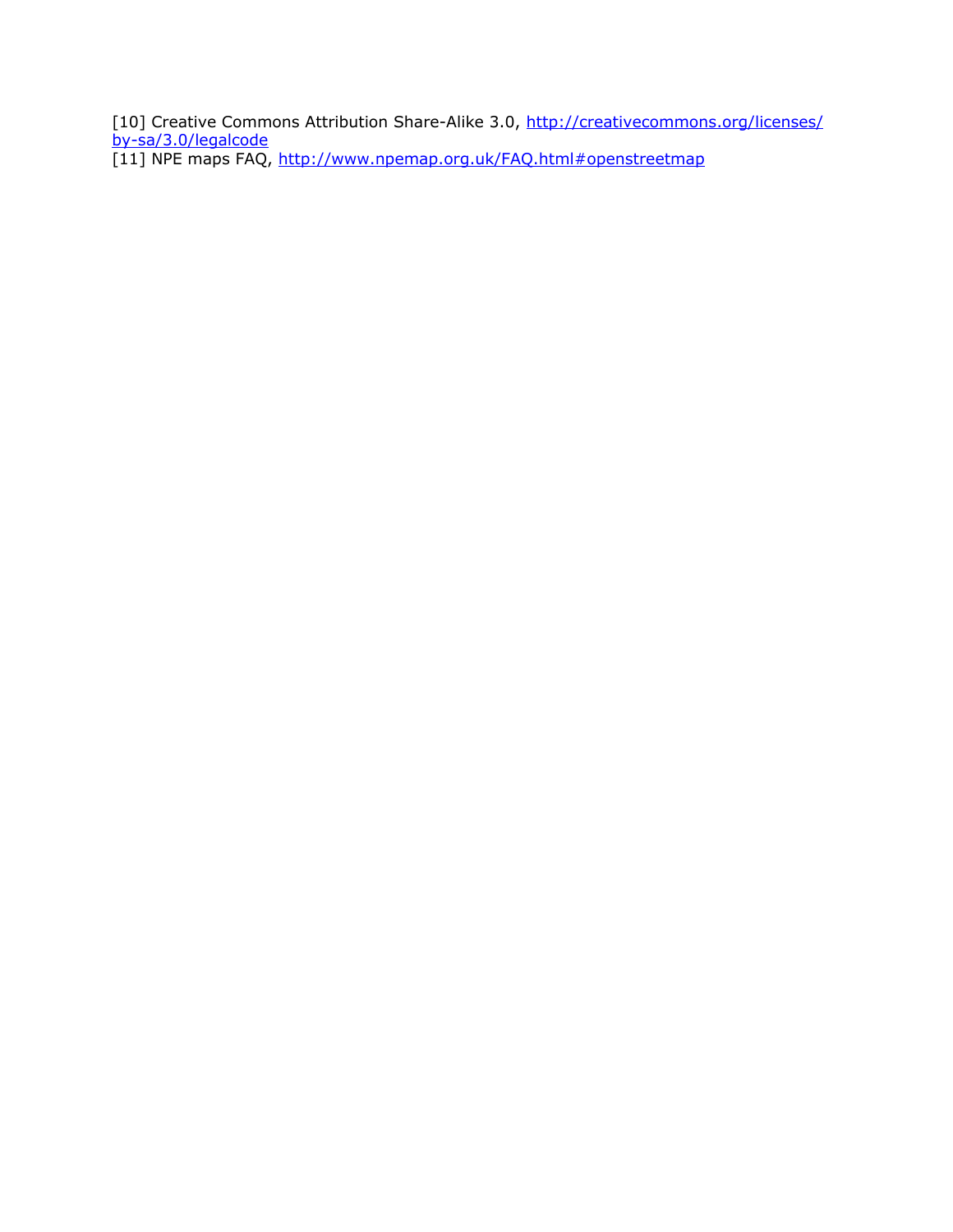[10] Creative Commons Attribution Share-Alike 3.0, http://creativecommons.org/licenses/by-sa/3.0/legalcode
[11] NPE maps FAQ, http://www.npemap.org.uk/FAQ.html#openstreetmap